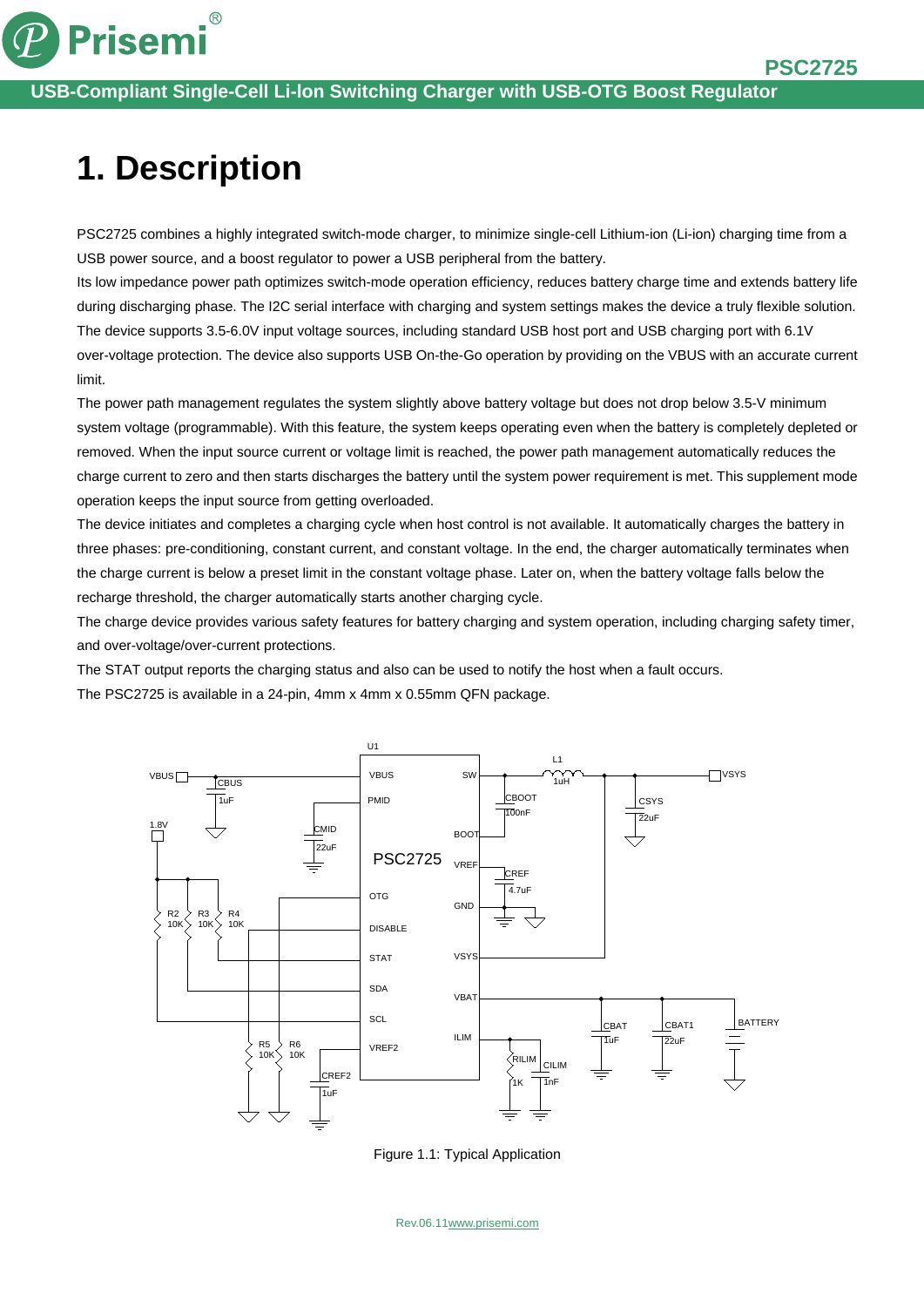# 1. Description

PSC2725 combines a highly integrated switch-mode charger, to minimize single-cell Lithium-ion (Li-ion) charging time from a USB power source, and a boost regulator to power a USB peripheral from the battery.

Its low impedance power path optimizes switch-mode operation efficiency, reduces battery charge time and extends battery life during discharging phase. The I2C serial interface with charging and system settings makes the device a truly flexible solution.

The device supports 3.5-6.0V input voltage sources, including standard USB host port and USB charging port with 6.1V over-voltage protection. The device also supports USB On-the-Go operation by providing on the VBUS with an accurate current limit.

The power path management regulates the system slightly above battery voltage but does not drop below 3.5-V minimum system voltage (programmable). With this feature, the system keeps operating even when the battery is completely depleted or removed. When the input source current or voltage limit is reached, the power path management automatically reduces the charge current to zero and then starts discharges the battery until the system power requirement is met. This supplement mode operation keeps the input source from getting overloaded.

The device initiates and completes a charging cycle when host control is not available. It automatically charges the battery in three phases: pre-conditioning, constant current, and constant voltage. In the end, the charger automatically terminates when the charge current is below a preset limit in the constant voltage phase. Later on, when the battery voltage falls below the recharge threshold, the charger automatically starts another charging cycle.

The charge device provides various safety features for battery charging and system operation, including charging safety timer, and over-voltage/over-current protections.

The STAT output reports the charging status and also can be used to notify the host when a fault occurs.

The PSC2725 is available in a 24-pin, 4mm x 4mm x 0.55mm QFN package.

Figure 1.1: Typical Application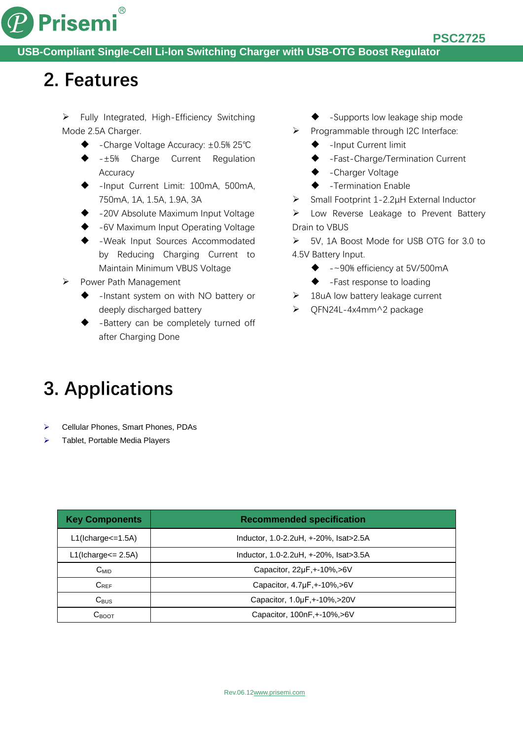## 2. Features

- Fully Integrated, High-Efficiency Switching Mode 2.5A Charger.
  - -Charge Voltage Accuracy: ±0.5% 25℃
  - -±5% Charge Current Regulation Accuracy
  - -Input Current Limit: 100mA, 500mA, 750mA, 1A, 1.5A, 1.9A, 3A
  - -20V Absolute Maximum Input Voltage
  - -6V Maximum Input Operating Voltage
  - -Weak Input Sources Accommodated by Reducing Charging Current to Maintain Minimum VBUS Voltage
- Power Path Management
  - -Instant system on with NO battery or deeply discharged battery
  - -Battery can be completely turned off after Charging Done
  - -Supports low leakage ship mode
- Programmable through I2C Interface:
  - -Input Current limit
  - -Fast-Charge/Termination Current
  - -Charger Voltage
  - -Termination Enable
- Small Footprint 1-2.2μH External Inductor
- Low Reverse Leakage to Prevent Battery Drain to VBUS
- 5V, 1A Boost Mode for USB OTG for 3.0 to 4.5V Battery Input.
  - -~90% efficiency at 5V/500mA
  - -Fast response to loading
- 18uA low battery leakage current
- QFN24L-4x4mm^2 package

## 3. Applications

- Cellular Phones, Smart Phones, PDAs
- Tablet, Portable Media Players

| Key Components | Recommended specification |
|---|---|
| L1(Icharge<=1.5A) | Inductor, 1.0-2.2uH, +-20%, Isat>2.5A |
| L1(Icharge<= 2.5A) | Inductor, 1.0-2.2uH, +-20%, Isat>3.5A |
| $C_{MID}$ | Capacitor, 22μF,+-10%,>6V |
| $C_{REF}$ | Capacitor, 4.7μF,+-10%,>6V |
| $C_{BUS}$ | Capacitor, 1.0μF,+-10%,>20V |
| $C_{BOOT}$ | Capacitor, 100nF,+-10%,>6V |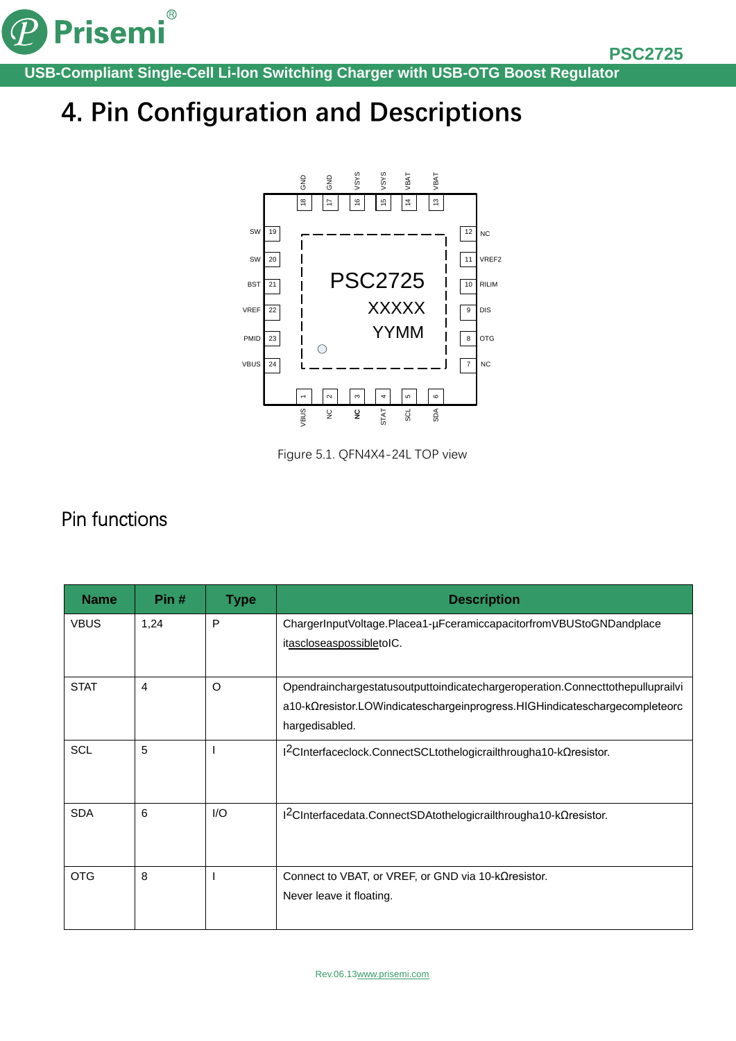# 4. Pin Configuration and Descriptions

Figure 5.1. QFN4X4-24L TOP view

## Pin functions

| Name | Pin # | Type | Description |
|---|---|---|---|
| VBUS | 1,24 | P | ChargerInputVoltage.Placea1-μFceramiccapacitorfromVBUStoGNDandplace itascloseaspossibletoIC. |
| STAT | 4 | O | Opendrainchargestatusoutputtoindicatechargeroperation.Connecttothepulluprailvia10-kΩresistor.LOWindicateschargeinprogress.HIGHindicateschargecompleteorchargedisabled. |
| SCL | 5 | I | I2CInterfaceclock.ConnectSCLtothelogicrailthrougha10-kΩresistor. |
| SDA | 6 | I/O | I2CInterfacedata.ConnectSDAtothelogicrailthrougha10-kΩresistor. |
| OTG | 8 | I | Connect to VBAT, or VREF, or GND via 10-kΩresistor.<br>Never leave it floating. |

Rev.06.13www.prisemi.com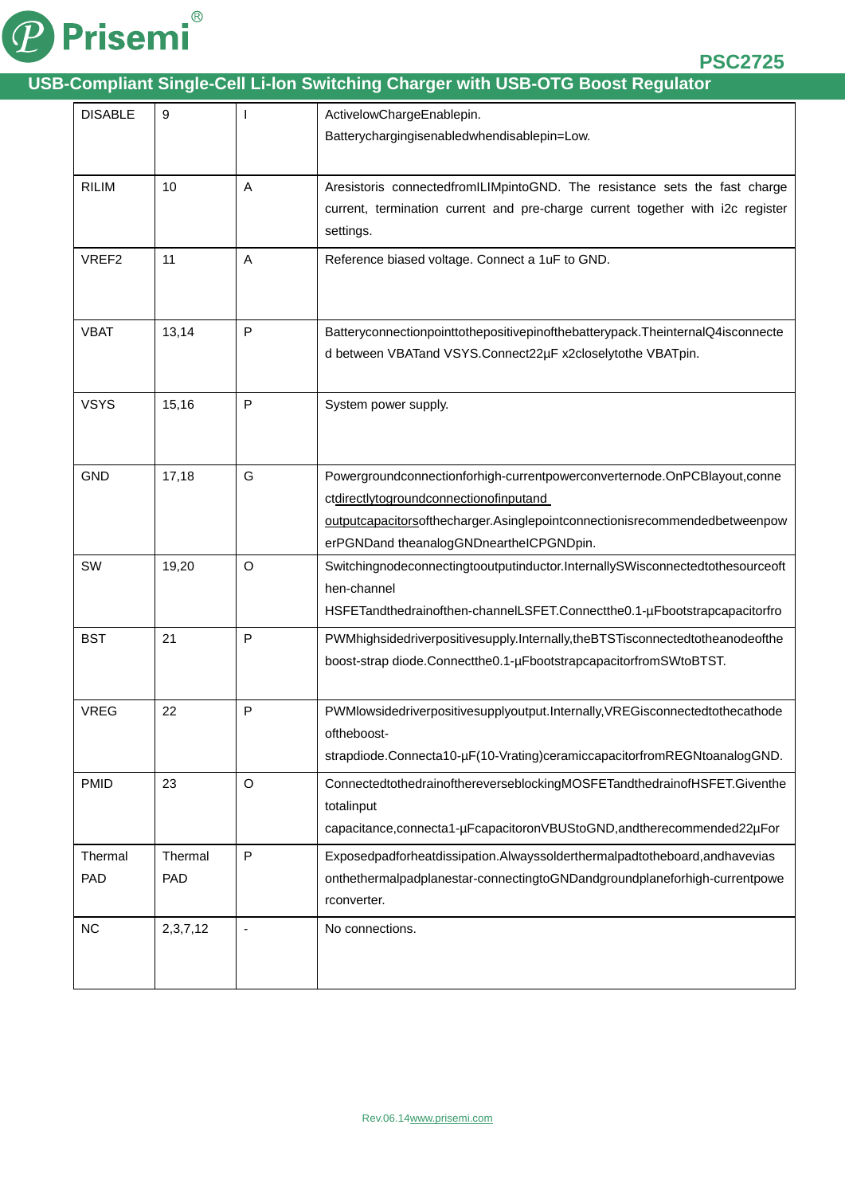| DISABLE | 9 | I | ActivelowChargeEnablepin. Batterychargingisenabledwhendisablepin=Low. |
|---|---|---|---|
| RILIM | 10 | A | Aresistoris connectedfromILIMpintoGND. The resistance sets the fast charge current, termination current and pre-charge current together with i2c register settings. |
| VREF2 | 11 | A | Reference biased voltage. Connect a 1uF to GND. |
| VBAT | 13,14 | P | Batteryconnectionpointtothepositivepinofthebatterypack.TheinternalQ4isconnected between VBATand VSYS.Connect22µF x2closelytothe VBATpin. |
| VSYS | 15,16 | P | System power supply. |
| GND | 17,18 | G | Powergroundconnectionforhigh-currentpowerconverternode.OnPCBlayout,connectdirectlytogroundconnectionofinputand outputcapacitorsofthecharger.Asinglepointconnectionisrecommendedbetweenpo werPGNDand theanalogGNDneartheICPGNDpin. |
| SW | 19,20 | O | Switchingnodeconnectingtooutputinductor.InternallySWisconnectedtothesourceofthen-channel HSFETandthedrainofthen-channelLSFET.Connectthe0.1-µFbootstrapcapacitorfro |
| BST | 21 | P | PWMhighsidedriverpositivesupply.Internally,theBTSTisconnectedtotheanodeofthe boost-strap diode.Connectthe0.1-µFbootstrapcapacitorfromSWtoBTST. |
| VREG | 22 | P | PWMlowsidedriverpositivesupplyoutput.Internally,VREGisconnectedtothecathode oftheboost- strapdiode.Connecta10-µF(10-Vrating)ceramiccapacitorfromREGNtoanalogGND. |
| PMID | 23 | O | ConnectedtothedrainofthereverseblockingMOSFETandthedrainofHSFET.Giventhe totalinput capacitance,connecta1-µFcapacitoronVBUStoGND,andtherecommended22µFor |
| Thermal PAD | Thermal PAD | P | Exposedpadforheatdissipation.Alwayssolderthermalpadtotheboard,andhavevias onthethermalpadplanestar-connectingtoGNDandgroundplaneforhigh-currentpowerconverter. |
| NC | 2,3,7,12 | - | No connections. |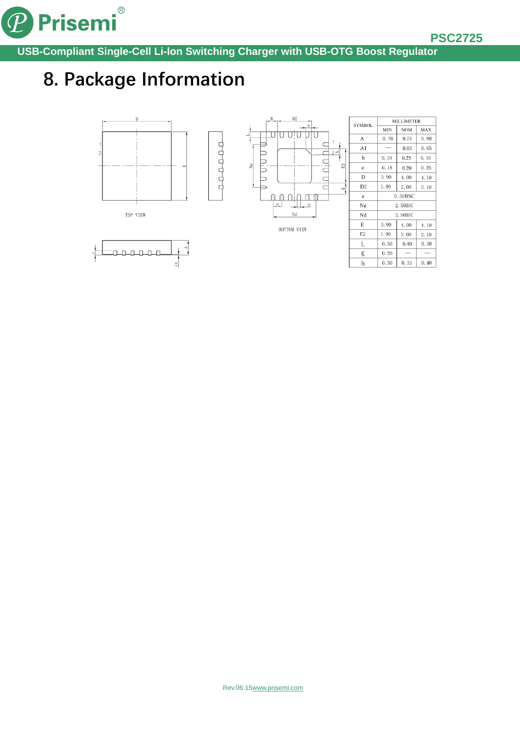# 8. Package Information

TOP VIEW

BOTTOM VIEW

| SYMBOL | MILLIMETER | | |
|---|---|---|---|
| | MIN | NOM | MAX |
| A | 0.70 | 0.75 | 0.80 |
| A1 | — | 0.02 | 0.05 |
| b | 0.18 | 0.25 | 0.30 |
| c | 0.18 | 0.20 | 0.25 |
| D | 3.90 | 4.00 | 4.10 |
| D2 | 1.90 | 2.00 | 2.10 |
| e | 0.50BSC | | |
| Ne | 2.50BSC | | |
| Nd | 2.50BSC | | |
| E | 3.90 | 4.00 | 4.10 |
| E2 | 1.90 | 2.00 | 2.10 |
| L | 0.30 | 0.40 | 0.50 |
| K | 0.20 | — | — |
| h | 0.30 | 0.35 | 0.40 |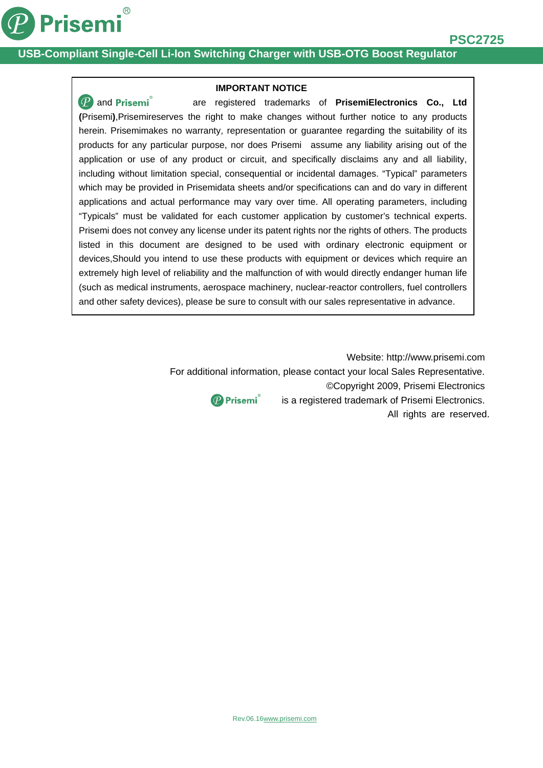## IMPORTANT NOTICE

and Prisemi are registered trademarks of **PrisemiElectronics Co., Ltd (**Prisemi**)**,Prisemireserves the right to make changes without further notice to any products herein. Prisemimakes no warranty, representation or guarantee regarding the suitability of its products for any particular purpose, nor does Prisemi assume any liability arising out of the application or use of any product or circuit, and specifically disclaims any and all liability, including without limitation special, consequential or incidental damages. “Typical” parameters which may be provided in Prisemidata sheets and/or specifications can and do vary in different applications and actual performance may vary over time. All operating parameters, including “Typicals” must be validated for each customer application by customer’s technical experts. Prisemi does not convey any license under its patent rights nor the rights of others. The products listed in this document are designed to be used with ordinary electronic equipment or devices,Should you intend to use these products with equipment or devices which require an extremely high level of reliability and the malfunction of with would directly endanger human life (such as medical instruments, aerospace machinery, nuclear-reactor controllers, fuel controllers and other safety devices), please be sure to consult with our sales representative in advance.

Website: http://www.prisemi.com

For additional information, please contact your local Sales Representative.

©Copyright 2009, Prisemi Electronics

Prisemi is a registered trademark of Prisemi Electronics.

All rights are reserved.